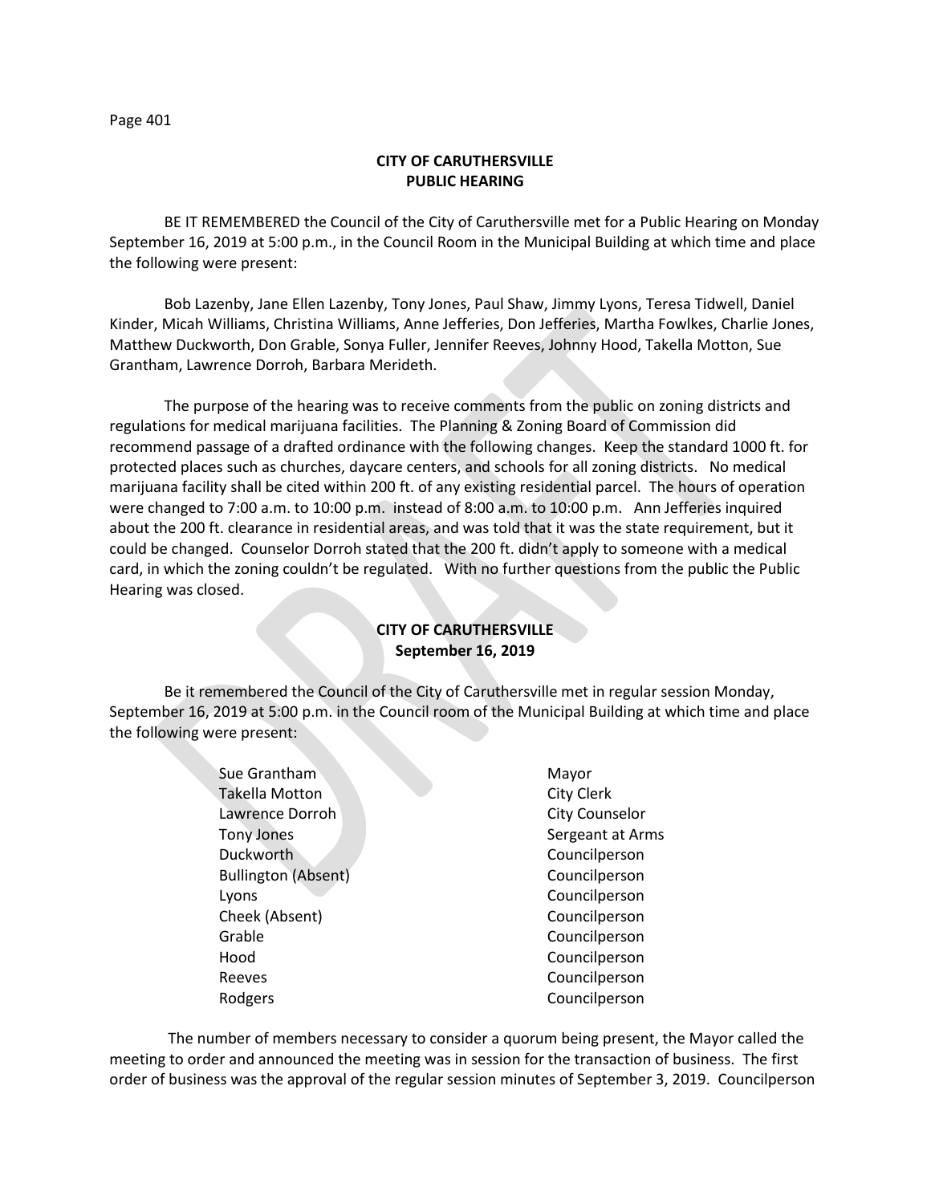## CITY OF CARUTHERSVILLE
## PUBLIC HEARING

BE IT REMEMBERED the Council of the City of Caruthersville met for a Public Hearing on Monday September 16, 2019 at 5:00 p.m., in the Council Room in the Municipal Building at which time and place the following were present:

Bob Lazenby, Jane Ellen Lazenby, Tony Jones, Paul Shaw, Jimmy Lyons, Teresa Tidwell, Daniel Kinder, Micah Williams, Christina Williams, Anne Jefferies, Don Jefferies, Martha Fowlkes, Charlie Jones, Matthew Duckworth, Don Grable, Sonya Fuller, Jennifer Reeves, Johnny Hood, Takella Motton, Sue Grantham, Lawrence Dorroh, Barbara Merideth.

The purpose of the hearing was to receive comments from the public on zoning districts and regulations for medical marijuana facilities. The Planning & Zoning Board of Commission did recommend passage of a drafted ordinance with the following changes. Keep the standard 1000 ft. for protected places such as churches, daycare centers, and schools for all zoning districts. No medical marijuana facility shall be cited within 200 ft. of any existing residential parcel. The hours of operation were changed to 7:00 a.m. to 10:00 p.m. instead of 8:00 a.m. to 10:00 p.m. Ann Jefferies inquired about the 200 ft. clearance in residential areas, and was told that it was the state requirement, but it could be changed. Counselor Dorroh stated that the 200 ft. didn't apply to someone with a medical card, in which the zoning couldn't be regulated. With no further questions from the public the Public Hearing was closed.

## CITY OF CARUTHERSVILLE
## September 16, 2019

Be it remembered the Council of the City of Caruthersville met in regular session Monday, September 16, 2019 at 5:00 p.m. in the Council room of the Municipal Building at which time and place the following were present:

| | |
|---|---|
| Sue Grantham | Mayor |
| Takella Motton | City Clerk |
| Lawrence Dorroh | City Counselor |
| Tony Jones | Sergeant at Arms |
| Duckworth | Councilperson |
| Bullington (Absent) | Councilperson |
| Lyons | Councilperson |
| Cheek (Absent) | Councilperson |
| Grable | Councilperson |
| Hood | Councilperson |
| Reeves | Councilperson |
| Rodgers | Councilperson |

The number of members necessary to consider a quorum being present, the Mayor called the meeting to order and announced the meeting was in session for the transaction of business. The first order of business was the approval of the regular session minutes of September 3, 2019. Councilperson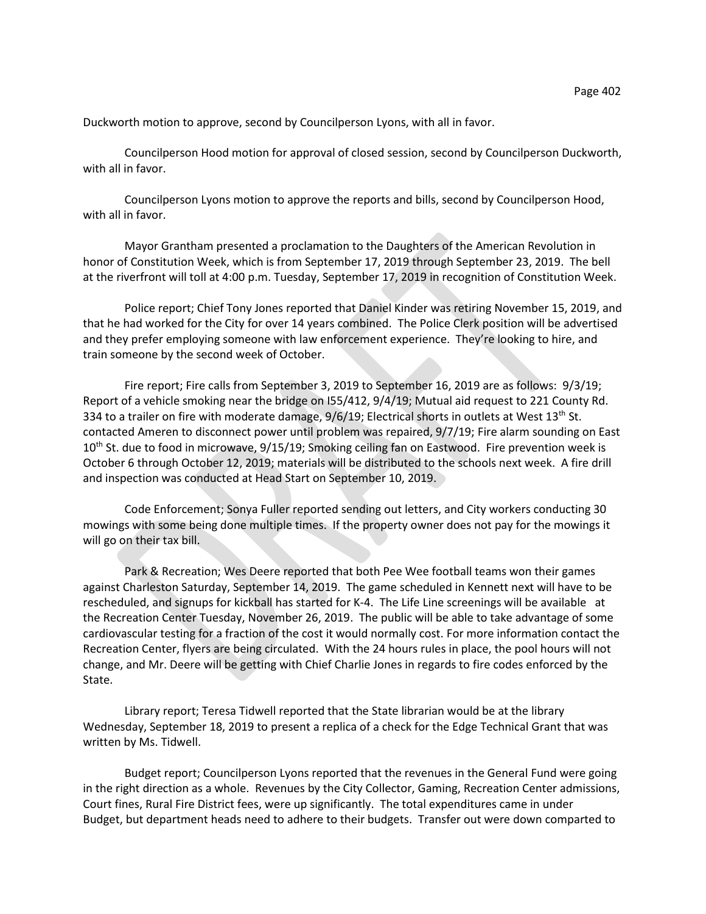Duckworth motion to approve, second by Councilperson Lyons, with all in favor.

Councilperson Hood motion for approval of closed session, second by Councilperson Duckworth, with all in favor.

Councilperson Lyons motion to approve the reports and bills, second by Councilperson Hood, with all in favor.

Mayor Grantham presented a proclamation to the Daughters of the American Revolution in honor of Constitution Week, which is from September 17, 2019 through September 23, 2019. The bell at the riverfront will toll at 4:00 p.m. Tuesday, September 17, 2019 in recognition of Constitution Week.

Police report; Chief Tony Jones reported that Daniel Kinder was retiring November 15, 2019, and that he had worked for the City for over 14 years combined. The Police Clerk position will be advertised and they prefer employing someone with law enforcement experience. They're looking to hire, and train someone by the second week of October.

Fire report; Fire calls from September 3, 2019 to September 16, 2019 are as follows: 9/3/19; Report of a vehicle smoking near the bridge on I55/412, 9/4/19; Mutual aid request to 221 County Rd. 334 to a trailer on fire with moderate damage, 9/6/19; Electrical shorts in outlets at West 13th St. contacted Ameren to disconnect power until problem was repaired, 9/7/19; Fire alarm sounding on East 10th St. due to food in microwave, 9/15/19; Smoking ceiling fan on Eastwood. Fire prevention week is October 6 through October 12, 2019; materials will be distributed to the schools next week. A fire drill and inspection was conducted at Head Start on September 10, 2019.

Code Enforcement; Sonya Fuller reported sending out letters, and City workers conducting 30 mowings with some being done multiple times. If the property owner does not pay for the mowings it will go on their tax bill.

Park & Recreation; Wes Deere reported that both Pee Wee football teams won their games against Charleston Saturday, September 14, 2019. The game scheduled in Kennett next will have to be rescheduled, and signups for kickball has started for K-4. The Life Line screenings will be available at the Recreation Center Tuesday, November 26, 2019. The public will be able to take advantage of some cardiovascular testing for a fraction of the cost it would normally cost. For more information contact the Recreation Center, flyers are being circulated. With the 24 hours rules in place, the pool hours will not change, and Mr. Deere will be getting with Chief Charlie Jones in regards to fire codes enforced by the State.

Library report; Teresa Tidwell reported that the State librarian would be at the library Wednesday, September 18, 2019 to present a replica of a check for the Edge Technical Grant that was written by Ms. Tidwell.

Budget report; Councilperson Lyons reported that the revenues in the General Fund were going in the right direction as a whole. Revenues by the City Collector, Gaming, Recreation Center admissions, Court fines, Rural Fire District fees, were up significantly. The total expenditures came in under Budget, but department heads need to adhere to their budgets. Transfer out were down comparted to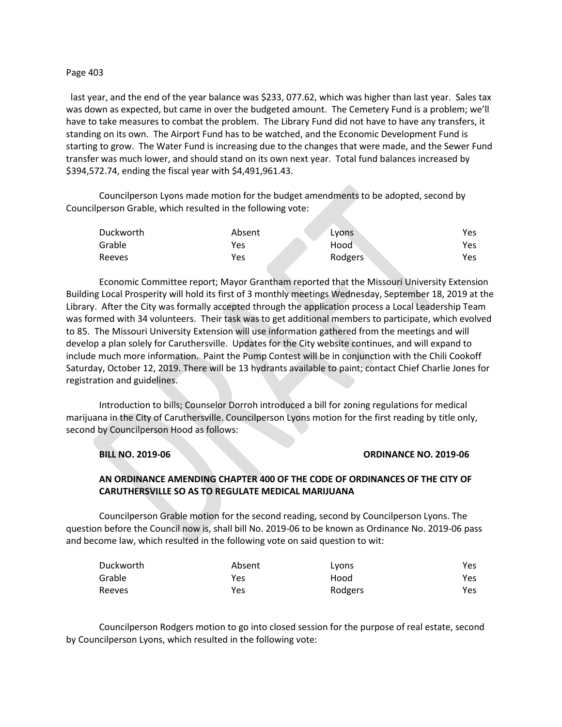last year, and the end of the year balance was $233, 077.62, which was higher than last year. Sales tax was down as expected, but came in over the budgeted amount. The Cemetery Fund is a problem; we'll have to take measures to combat the problem. The Library Fund did not have to have any transfers, it standing on its own. The Airport Fund has to be watched, and the Economic Development Fund is starting to grow. The Water Fund is increasing due to the changes that were made, and the Sewer Fund transfer was much lower, and should stand on its own next year. Total fund balances increased by $394,572.74, ending the fiscal year with $4,491,961.43.

Councilperson Lyons made motion for the budget amendments to be adopted, second by Councilperson Grable, which resulted in the following vote:

| | | | |
|---|---|---|---|
| Duckworth | Absent | Lyons | Yes |
| Grable | Yes | Hood | Yes |
| Reeves | Yes | Rodgers | Yes |

Economic Committee report; Mayor Grantham reported that the Missouri University Extension Building Local Prosperity will hold its first of 3 monthly meetings Wednesday, September 18, 2019 at the Library. After the City was formally accepted through the application process a Local Leadership Team was formed with 34 volunteers. Their task was to get additional members to participate, which evolved to 85. The Missouri University Extension will use information gathered from the meetings and will develop a plan solely for Caruthersville. Updates for the City website continues, and will expand to include much more information. Paint the Pump Contest will be in conjunction with the Chili Cookoff Saturday, October 12, 2019. There will be 13 hydrants available to paint; contact Chief Charlie Jones for registration and guidelines.

Introduction to bills; Counselor Dorroh introduced a bill for zoning regulations for medical marijuana in the City of Caruthersville. Councilperson Lyons motion for the first reading by title only, second by Councilperson Hood as follows:

**BILL NO. 2019-06** **ORDINANCE NO. 2019-06**

**AN ORDINANCE AMENDING CHAPTER 400 OF THE CODE OF ORDINANCES OF THE CITY OF CARUTHERSVILLE SO AS TO REGULATE MEDICAL MARIJUANA**

Councilperson Grable motion for the second reading, second by Councilperson Lyons. The question before the Council now is, shall bill No. 2019-06 to be known as Ordinance No. 2019-06 pass and become law, which resulted in the following vote on said question to wit:

| | | | |
|---|---|---|---|
| Duckworth | Absent | Lyons | Yes |
| Grable | Yes | Hood | Yes |
| Reeves | Yes | Rodgers | Yes |

Councilperson Rodgers motion to go into closed session for the purpose of real estate, second by Councilperson Lyons, which resulted in the following vote: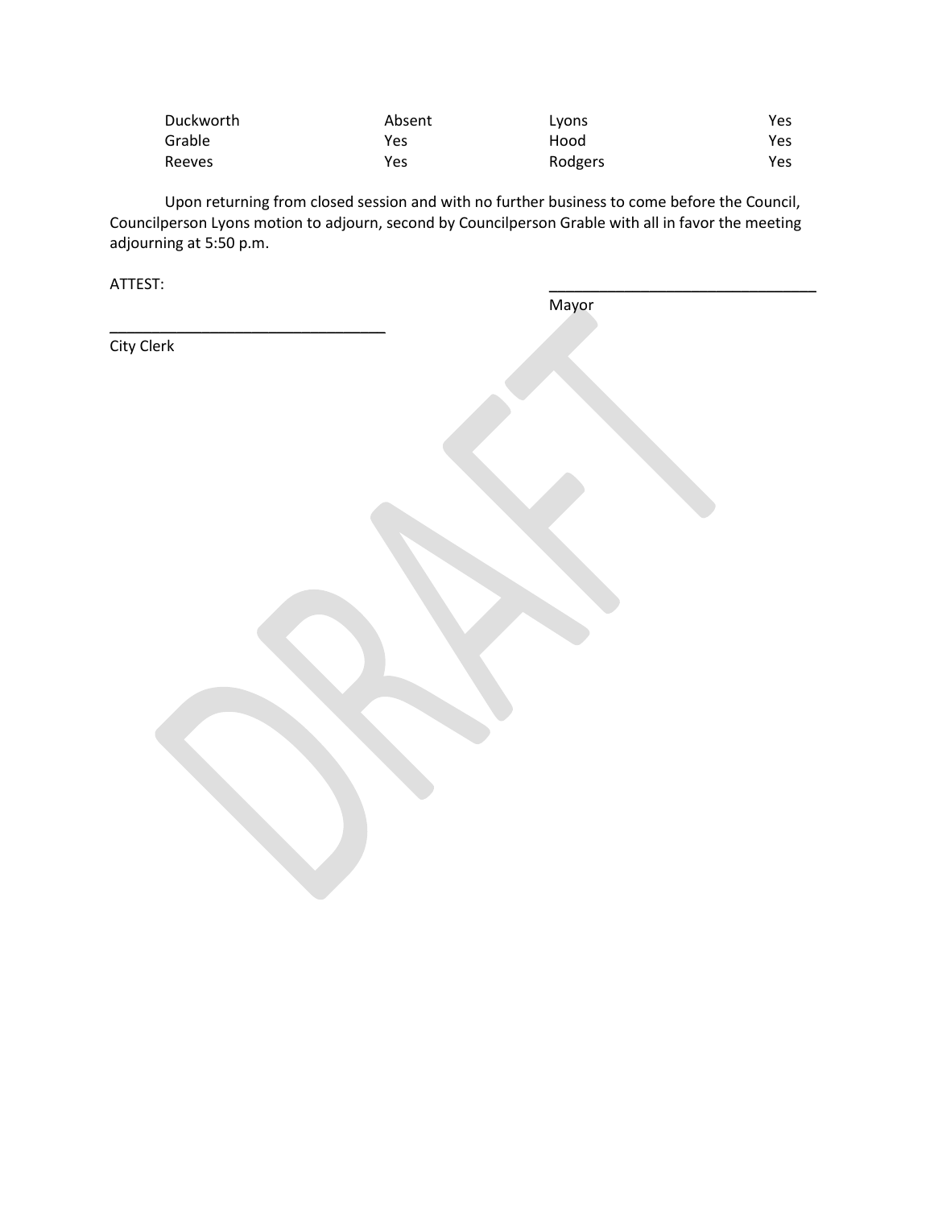| | | | |
|---|---|---|---|
| Duckworth | Absent | Lyons | Yes |
| Grable | Yes | Hood | Yes |
| Reeves | Yes | Rodgers | Yes |

Upon returning from closed session and with no further business to come before the Council, Councilperson Lyons motion to adjourn, second by Councilperson Grable with all in favor the meeting adjourning at 5:50 p.m.

ATTEST:

\_\_\_\_\_\_\_\_\_\_\_\_\_\_\_\_\_\_\_\_\_\_\_\_\_\_\_\_\_\_\_\_
Mayor

\_\_\_\_\_\_\_\_\_\_\_\_\_\_\_\_\_\_\_\_\_\_\_\_\_\_\_\_\_\_\_\_
City Clerk

DRAFT